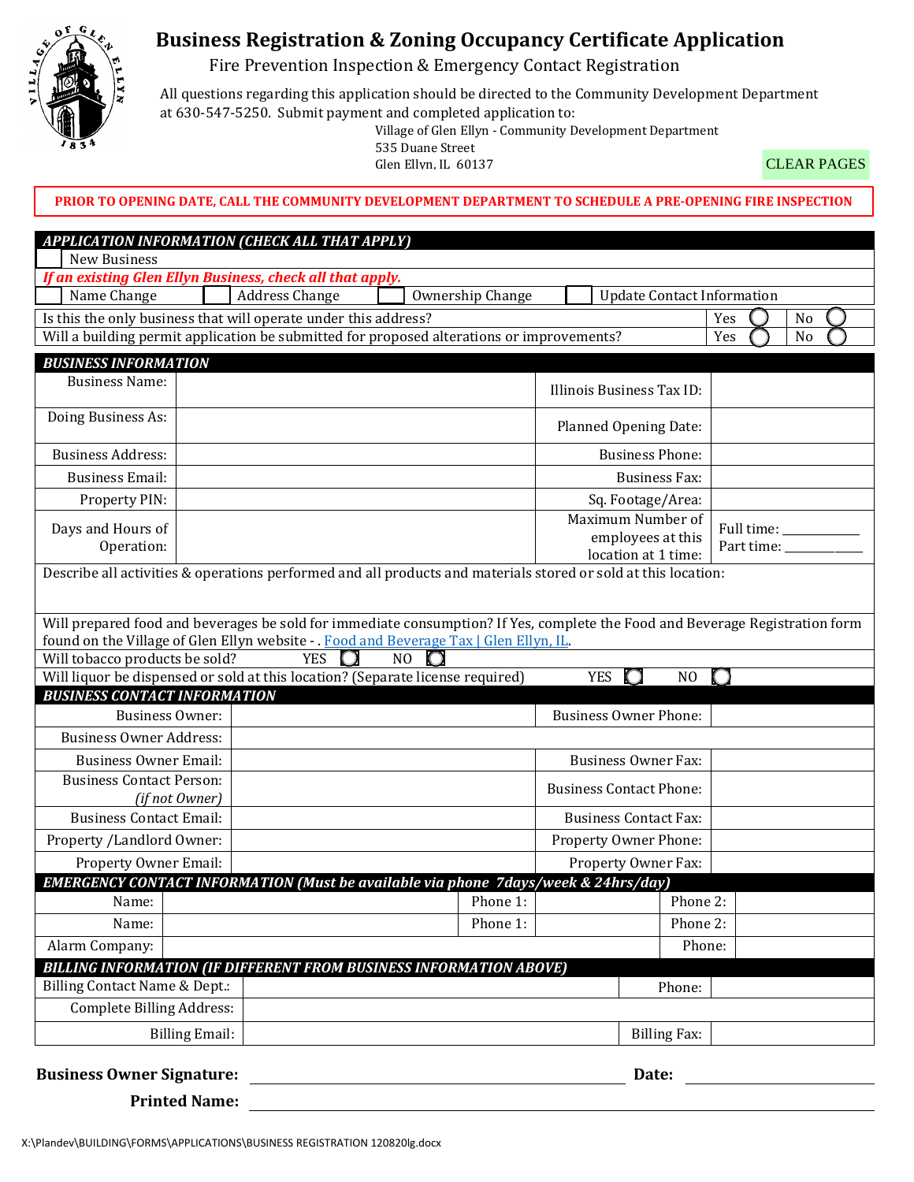# Business Registration & Zoning Occupancy Certificate Application

## Fire Prevention Inspection & Emergency Contact Registration

All questions regarding this application should be directed to the Community Development Department at 630-547-5250. Submit payment and completed application to:

Village of Glen Ellyn - Community Development Department
535 Duane Street
Glen Ellyn, IL 60137

CLEAR PAGES

**PRIOR TO OPENING DATE, CALL THE COMMUNITY DEVELOPMENT DEPARTMENT TO SCHEDULE A PRE-OPENING FIRE INSPECTION**

### *APPLICATION INFORMATION (CHECK ALL THAT APPLY)*

☐ New Business

*If an existing Glen Ellyn Business, check all that apply.*

☐ Name Change ☐ Address Change ☐ Ownership Change ☐ Update Contact Information

| | | |
|---|---|---|
| Is this the only business that will operate under this address? | Yes ◯ | No ◯ |
| Will a building permit application be submitted for proposed alterations or improvements? | Yes ◯ | No ◯ |

### *BUSINESS INFORMATION*

| | | | |
|---|---|---|---|
| Business Name: | | Illinois Business Tax ID: | |
| Doing Business As: | | Planned Opening Date: | |
| Business Address: | | Business Phone: | |
| Business Email: | | Business Fax: | |
| Property PIN: | | Sq. Footage/Area: | |
| Days and Hours of Operation: | | Maximum Number of employees at this location at 1 time: | Full time: ________ Part time: ________ |

Describe all activities & operations performed and all products and materials stored or sold at this location:

Will prepared food and beverages be sold for immediate consumption? If Yes, complete the Food and Beverage Registration form found on the Village of Glen Ellyn website - . [Food and Beverage Tax | Glen Ellyn, IL](#).

Will tobacco products be sold? YES ◯ NO ◯

Will liquor be dispensed or sold at this location? (Separate license required) YES ◯ NO ◯

### *BUSINESS CONTACT INFORMATION*

| | | | |
|---|---|---|---|
| Business Owner: | | Business Owner Phone: | |
| Business Owner Address: | | | |
| Business Owner Email: | | Business Owner Fax: | |
| Business Contact Person: *(if not Owner)* | | Business Contact Phone: | |
| Business Contact Email: | | Business Contact Fax: | |
| Property /Landlord Owner: | | Property Owner Phone: | |
| Property Owner Email: | | Property Owner Fax: | |

### *EMERGENCY CONTACT INFORMATION (Must be available via phone 7days/week & 24hrs/day)*

| | | | | | |
|---|---|---|---|---|---|
| Name: | | Phone 1: | | Phone 2: | |
| Name: | | Phone 1: | | Phone 2: | |
| Alarm Company: | | | | Phone: | |

### *BILLING INFORMATION (IF DIFFERENT FROM BUSINESS INFORMATION ABOVE)*

| | | | |
|---|---|---|---|
| Billing Contact Name & Dept.: | | Phone: | |
| Complete Billing Address: | | | |
| Billing Email: | | Billing Fax: | |

**Business Owner Signature:** ______________________________ **Date:** ______________

**Printed Name:** ______________________________

X:\Plandev\BUILDING\FORMS\APPLICATIONS\BUSINESS REGISTRATION 120820lg.docx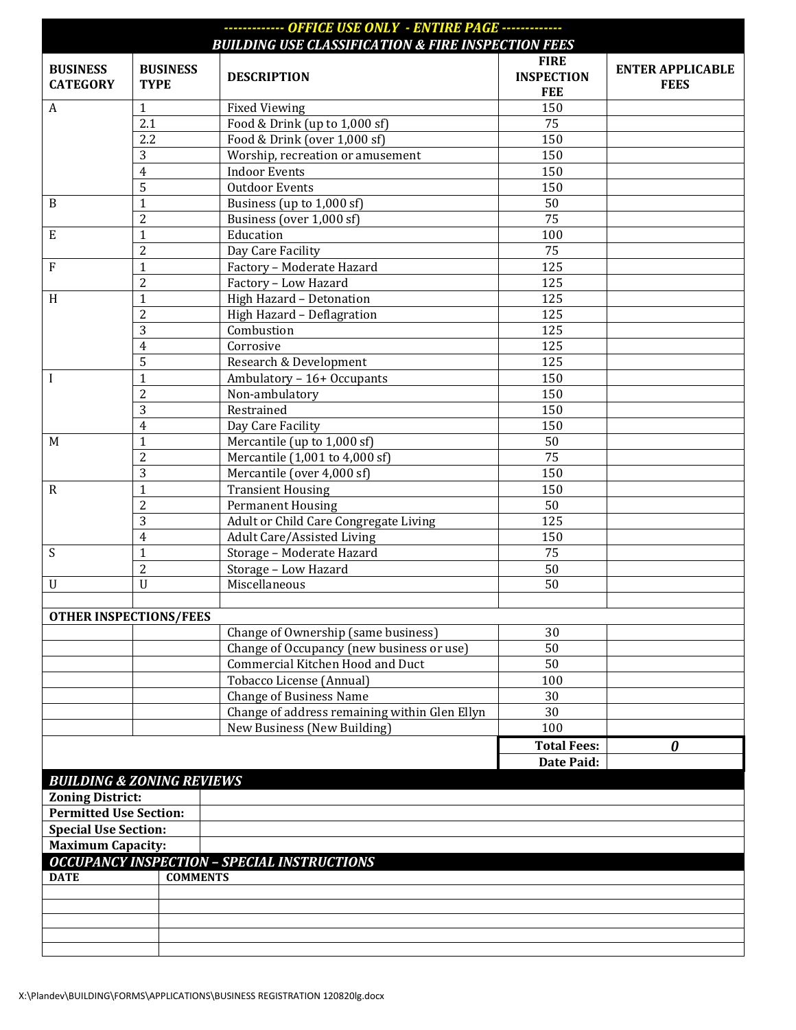***------------- OFFICE USE ONLY - ENTIRE PAGE -------------***

***BUILDING USE CLASSIFICATION & FIRE INSPECTION FEES***

| BUSINESS CATEGORY | BUSINESS TYPE | DESCRIPTION | FIRE INSPECTION FEE | ENTER APPLICABLE FEES |
|---|---|---|---|---|
| A | 1 | Fixed Viewing | 150 | |
| | 2.1 | Food & Drink (up to 1,000 sf) | 75 | |
| | 2.2 | Food & Drink (over 1,000 sf) | 150 | |
| | 3 | Worship, recreation or amusement | 150 | |
| | 4 | Indoor Events | 150 | |
| | 5 | Outdoor Events | 150 | |
| B | 1 | Business (up to 1,000 sf) | 50 | |
| | 2 | Business (over 1,000 sf) | 75 | |
| E | 1 | Education | 100 | |
| | 2 | Day Care Facility | 75 | |
| F | 1 | Factory – Moderate Hazard | 125 | |
| | 2 | Factory – Low Hazard | 125 | |
| H | 1 | High Hazard – Detonation | 125 | |
| | 2 | High Hazard – Deflagration | 125 | |
| | 3 | Combustion | 125 | |
| | 4 | Corrosive | 125 | |
| | 5 | Research & Development | 125 | |
| I | 1 | Ambulatory – 16+ Occupants | 150 | |
| | 2 | Non-ambulatory | 150 | |
| | 3 | Restrained | 150 | |
| | 4 | Day Care Facility | 150 | |
| M | 1 | Mercantile (up to 1,000 sf) | 50 | |
| | 2 | Mercantile (1,001 to 4,000 sf) | 75 | |
| | 3 | Mercantile (over 4,000 sf) | 150 | |
| R | 1 | Transient Housing | 150 | |
| | 2 | Permanent Housing | 50 | |
| | 3 | Adult or Child Care Congregate Living | 125 | |
| | 4 | Adult Care/Assisted Living | 150 | |
| S | 1 | Storage – Moderate Hazard | 75 | |
| | 2 | Storage – Low Hazard | 50 | |
| U | U | Miscellaneous | 50 | |
| | | | | |
| **OTHER INSPECTIONS/FEES** | | | | |
| | | Change of Ownership (same business) | 30 | |
| | | Change of Occupancy (new business or use) | 50 | |
| | | Commercial Kitchen Hood and Duct | 50 | |
| | | Tobacco License (Annual) | 100 | |
| | | Change of Business Name | 30 | |
| | | Change of address remaining within Glen Ellyn | 30 | |
| | | New Business (New Building) | 100 | |
| | | | **Total Fees:** | ***0*** |
| | | | **Date Paid:** | |

***BUILDING & ZONING REVIEWS***

| | |
|---|---|
| **Zoning District:** | |
| **Permitted Use Section:** | |
| **Special Use Section:** | |
| **Maximum Capacity:** | |

***OCCUPANCY INSPECTION – SPECIAL INSTRUCTIONS***

| DATE | COMMENTS |
|---|---|
| | |
| | |
| | |
| | |
| | |

X:\Plandev\BUILDING\FORMS\APPLICATIONS\BUSINESS REGISTRATION 120820lg.docx